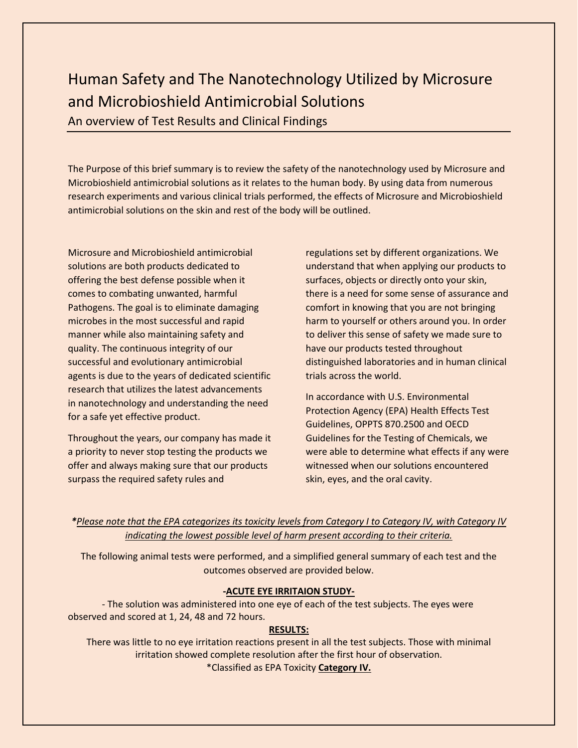# Human Safety and The Nanotechnology Utilized by Microsure and Microbioshield Antimicrobial Solutions

## An overview of Test Results and Clinical Findings

The Purpose of this brief summary is to review the safety of the nanotechnology used by Microsure and Microbioshield antimicrobial solutions as it relates to the human body. By using data from numerous research experiments and various clinical trials performed, the effects of Microsure and Microbioshield antimicrobial solutions on the skin and rest of the body will be outlined.

Microsure and Microbioshield antimicrobial solutions are both products dedicated to offering the best defense possible when it comes to combating unwanted, harmful Pathogens. The goal is to eliminate damaging microbes in the most successful and rapid manner while also maintaining safety and quality. The continuous integrity of our successful and evolutionary antimicrobial agents is due to the years of dedicated scientific research that utilizes the latest advancements in nanotechnology and understanding the need for a safe yet effective product.

Throughout the years, our company has made it a priority to never stop testing the products we offer and always making sure that our products surpass the required safety rules and regulations set by different organizations. We understand that when applying our products to surfaces, objects or directly onto your skin, there is a need for some sense of assurance and comfort in knowing that you are not bringing harm to yourself or others around you. In order to deliver this sense of safety we made sure to have our products tested throughout distinguished laboratories and in human clinical trials across the world.

In accordance with U.S. Environmental Protection Agency (EPA) Health Effects Test Guidelines, OPPTS 870.2500 and OECD Guidelines for the Testing of Chemicals, we were able to determine what effects if any were witnessed when our solutions encountered skin, eyes, and the oral cavity.

***Please note that the EPA categorizes its toxicity levels from Category I to Category IV, with Category IV indicating the lowest possible level of harm present according to their criteria.***

The following animal tests were performed, and a simplified general summary of each test and the outcomes observed are provided below.

**-ACUTE EYE IRRITAION STUDY-**

- The solution was administered into one eye of each of the test subjects. The eyes were observed and scored at 1, 24, 48 and 72 hours.

**RESULTS:**

There was little to no eye irritation reactions present in all the test subjects. Those with minimal irritation showed complete resolution after the first hour of observation.

*Classified as EPA Toxicity **Category IV.**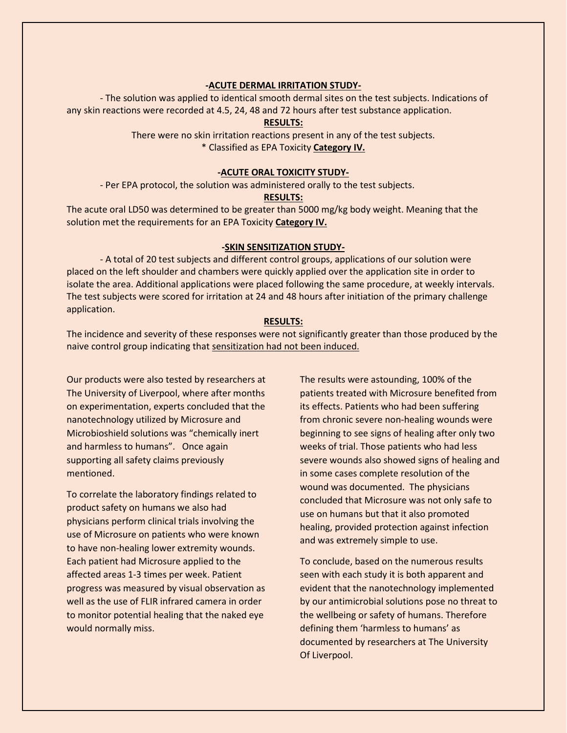## -ACUTE DERMAL IRRITATION STUDY-

- The solution was applied to identical smooth dermal sites on the test subjects. Indications of any skin reactions were recorded at 4.5, 24, 48 and 72 hours after test substance application.

**RESULTS:**

There were no skin irritation reactions present in any of the test subjects.

* Classified as EPA Toxicity **Category IV.**

## -ACUTE ORAL TOXICITY STUDY-

- Per EPA protocol, the solution was administered orally to the test subjects.

**RESULTS:**

The acute oral LD50 was determined to be greater than 5000 mg/kg body weight. Meaning that the solution met the requirements for an EPA Toxicity **Category IV.**

## -SKIN SENSITIZATION STUDY-

- A total of 20 test subjects and different control groups, applications of our solution were placed on the left shoulder and chambers were quickly applied over the application site in order to isolate the area. Additional applications were placed following the same procedure, at weekly intervals. The test subjects were scored for irritation at 24 and 48 hours after initiation of the primary challenge application.

**RESULTS:**

The incidence and severity of these responses were not significantly greater than those produced by the naive control group indicating that sensitization had not been induced.

Our products were also tested by researchers at The University of Liverpool, where after months on experimentation, experts concluded that the nanotechnology utilized by Microsure and Microbioshield solutions was "chemically inert and harmless to humans". Once again supporting all safety claims previously mentioned.

To correlate the laboratory findings related to product safety on humans we also had physicians perform clinical trials involving the use of Microsure on patients who were known to have non-healing lower extremity wounds. Each patient had Microsure applied to the affected areas 1-3 times per week. Patient progress was measured by visual observation as well as the use of FLIR infrared camera in order to monitor potential healing that the naked eye would normally miss.

The results were astounding, 100% of the patients treated with Microsure benefited from its effects. Patients who had been suffering from chronic severe non-healing wounds were beginning to see signs of healing after only two weeks of trial. Those patients who had less severe wounds also showed signs of healing and in some cases complete resolution of the wound was documented. The physicians concluded that Microsure was not only safe to use on humans but that it also promoted healing, provided protection against infection and was extremely simple to use.

To conclude, based on the numerous results seen with each study it is both apparent and evident that the nanotechnology implemented by our antimicrobial solutions pose no threat to the wellbeing or safety of humans. Therefore defining them 'harmless to humans' as documented by researchers at The University Of Liverpool.